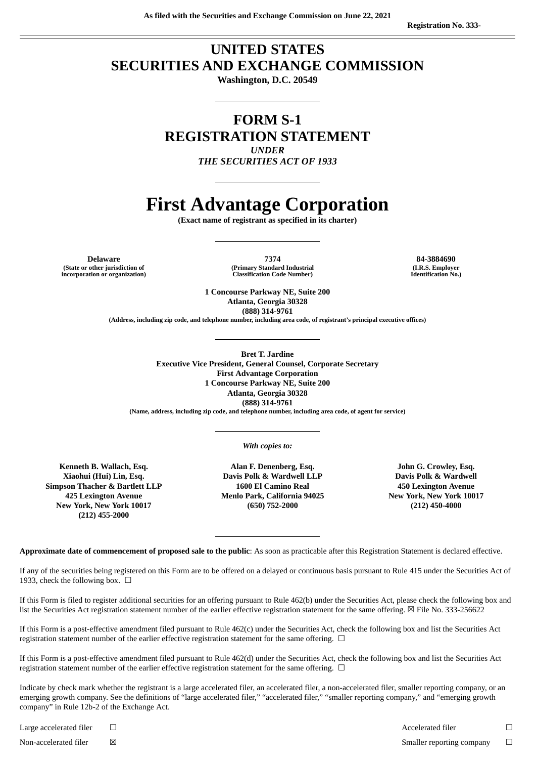As filed with the Securities and Exchange Commission on June 22, 2021

Registration No. 333-

# UNITED STATES
# SECURITIES AND EXCHANGE COMMISSION

**Washington, D.C. 20549**

## FORM S-1
## REGISTRATION STATEMENT

*UNDER*

*THE SECURITIES ACT OF 1933*

# First Advantage Corporation

**(Exact name of registrant as specified in its charter)**

| **Delaware** | **7374** | **84-3884690** |
|---|---|---|
| (State or other jurisdiction of incorporation or organization) | (Primary Standard Industrial Classification Code Number) | (I.R.S. Employer Identification No.) |

**1 Concourse Parkway NE, Suite 200**
**Atlanta, Georgia 30328**
**(888) 314-9761**
(Address, including zip code, and telephone number, including area code, of registrant's principal executive offices)

**Bret T. Jardine**
**Executive Vice President, General Counsel, Corporate Secretary**
**First Advantage Corporation**
**1 Concourse Parkway NE, Suite 200**
**Atlanta, Georgia 30328**
**(888) 314-9761**
(Name, address, including zip code, and telephone number, including area code, of agent for service)

*With copies to:*

| Kenneth B. Wallach, Esq.<br>Xiaohui (Hui) Lin, Esq.<br>Simpson Thacher & Bartlett LLP<br>425 Lexington Avenue<br>New York, New York 10017<br>(212) 455-2000 | Alan F. Denenberg, Esq.<br>Davis Polk & Wardwell LLP<br>1600 El Camino Real<br>Menlo Park, California 94025<br>(650) 752-2000 | John G. Crowley, Esq.<br>Davis Polk & Wardwell<br>450 Lexington Avenue<br>New York, New York 10017<br>(212) 450-4000 |
|---|---|---|

**Approximate date of commencement of proposed sale to the public**: As soon as practicable after this Registration Statement is declared effective.

If any of the securities being registered on this Form are to be offered on a delayed or continuous basis pursuant to Rule 415 under the Securities Act of 1933, check the following box. ☐

If this Form is filed to register additional securities for an offering pursuant to Rule 462(b) under the Securities Act, please check the following box and list the Securities Act registration statement number of the earlier effective registration statement for the same offering. ☒ File No. 333-256622

If this Form is a post-effective amendment filed pursuant to Rule 462(c) under the Securities Act, check the following box and list the Securities Act registration statement number of the earlier effective registration statement for the same offering. ☐

If this Form is a post-effective amendment filed pursuant to Rule 462(d) under the Securities Act, check the following box and list the Securities Act registration statement number of the earlier effective registration statement for the same offering. ☐

Indicate by check mark whether the registrant is a large accelerated filer, an accelerated filer, a non-accelerated filer, smaller reporting company, or an emerging growth company. See the definitions of "large accelerated filer," "accelerated filer," "smaller reporting company," and "emerging growth company" in Rule 12b-2 of the Exchange Act.

| | | | |
|---|---|---|---|
| Large accelerated filer | ☐ | Accelerated filer | ☐ |
| Non-accelerated filer | ☒ | Smaller reporting company | ☐ |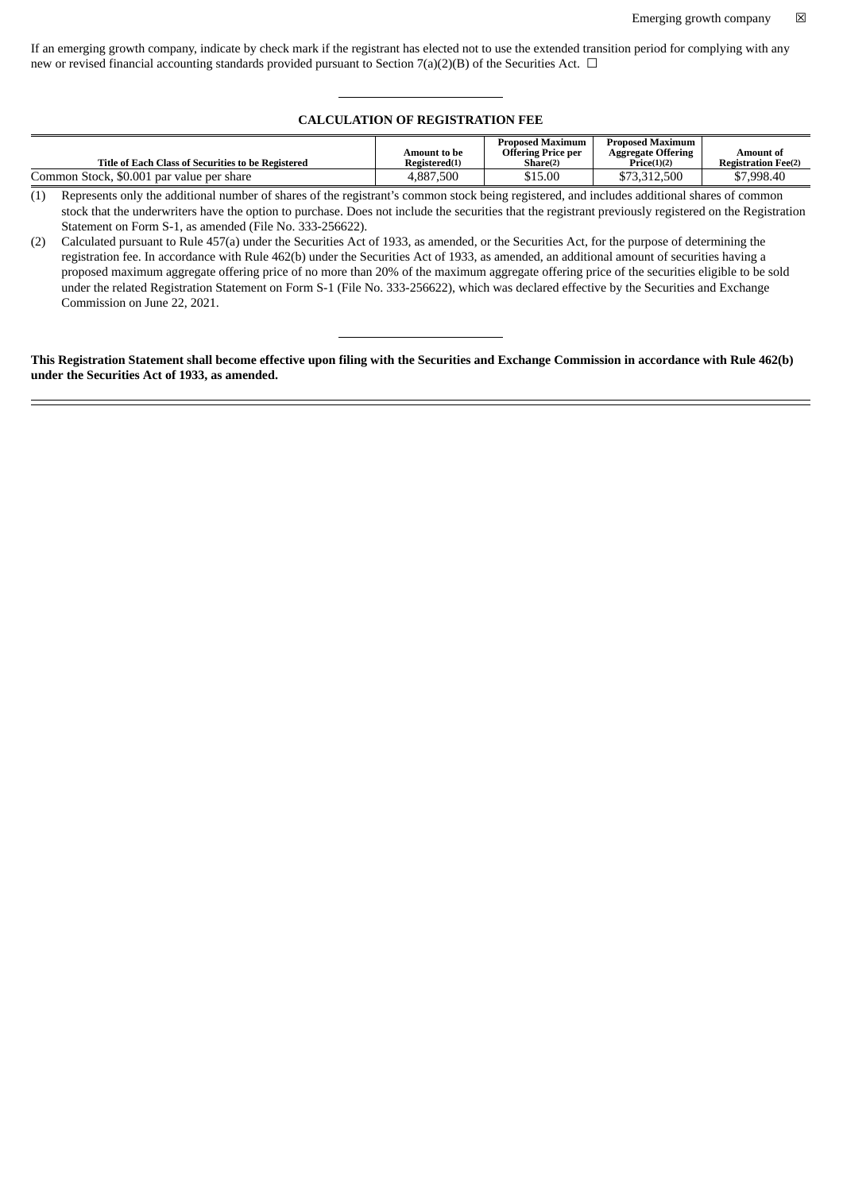Emerging growth company ☒

If an emerging growth company, indicate by check mark if the registrant has elected not to use the extended transition period for complying with any new or revised financial accounting standards provided pursuant to Section 7(a)(2)(B) of the Securities Act. ☐

**CALCULATION OF REGISTRATION FEE**

| Title of Each Class of Securities to be Registered | Amount to be Registered(1) | Proposed Maximum Offering Price per Share(2) | Proposed Maximum Aggregate Offering Price(1)(2) | Amount of Registration Fee(2) |
|---|---|---|---|---|
| Common Stock, $0.001 par value per share | 4,887,500 | $15.00 | $73,312,500 | $7,998.40 |

(1) Represents only the additional number of shares of the registrant's common stock being registered, and includes additional shares of common stock that the underwriters have the option to purchase. Does not include the securities that the registrant previously registered on the Registration Statement on Form S-1, as amended (File No. 333-256622).

(2) Calculated pursuant to Rule 457(a) under the Securities Act of 1933, as amended, or the Securities Act, for the purpose of determining the registration fee. In accordance with Rule 462(b) under the Securities Act of 1933, as amended, an additional amount of securities having a proposed maximum aggregate offering price of no more than 20% of the maximum aggregate offering price of the securities eligible to be sold under the related Registration Statement on Form S-1 (File No. 333-256622), which was declared effective by the Securities and Exchange Commission on June 22, 2021.

**This Registration Statement shall become effective upon filing with the Securities and Exchange Commission in accordance with Rule 462(b) under the Securities Act of 1933, as amended.**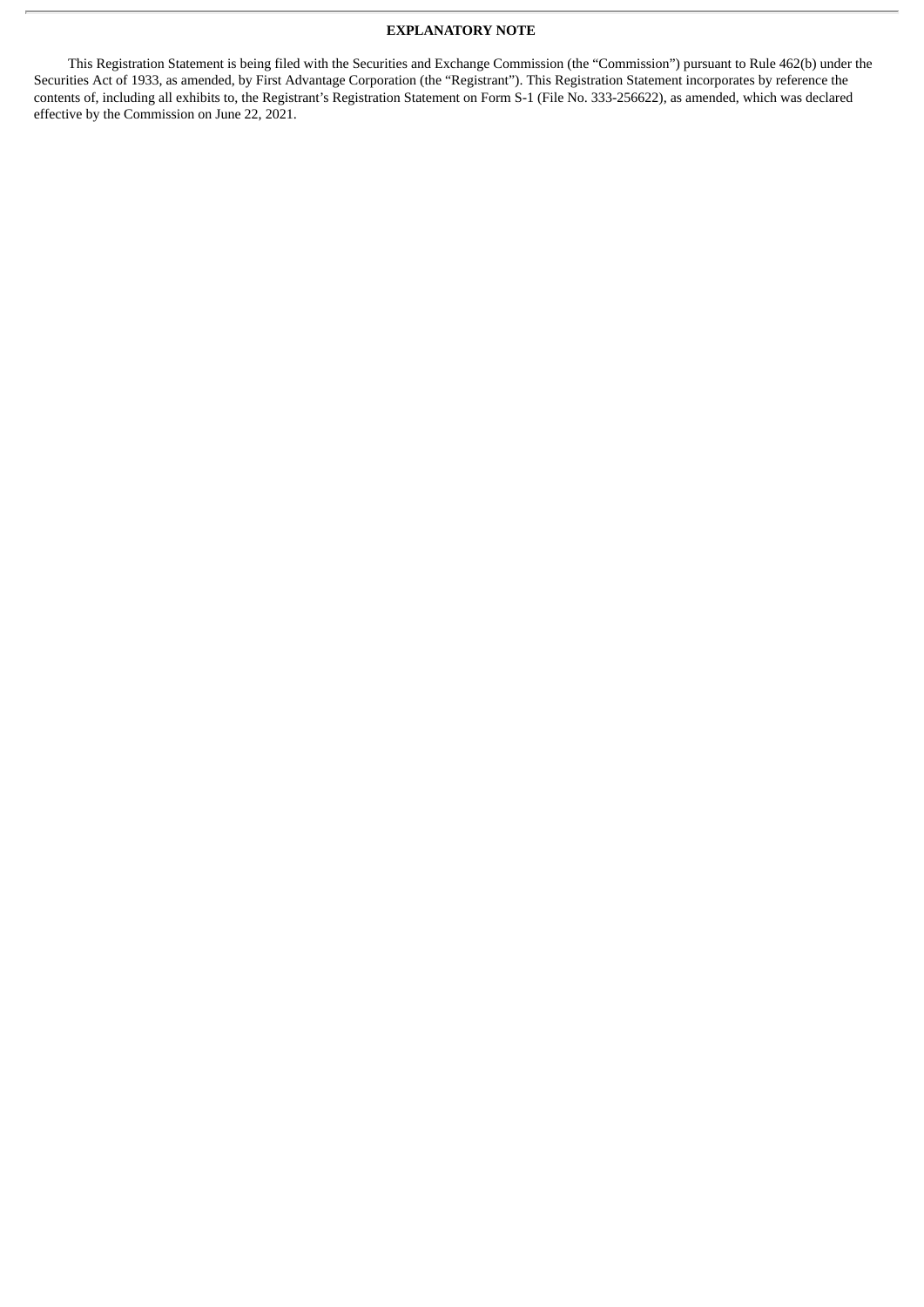**EXPLANATORY NOTE**

This Registration Statement is being filed with the Securities and Exchange Commission (the "Commission") pursuant to Rule 462(b) under the Securities Act of 1933, as amended, by First Advantage Corporation (the "Registrant"). This Registration Statement incorporates by reference the contents of, including all exhibits to, the Registrant's Registration Statement on Form S-1 (File No. 333-256622), as amended, which was declared effective by the Commission on June 22, 2021.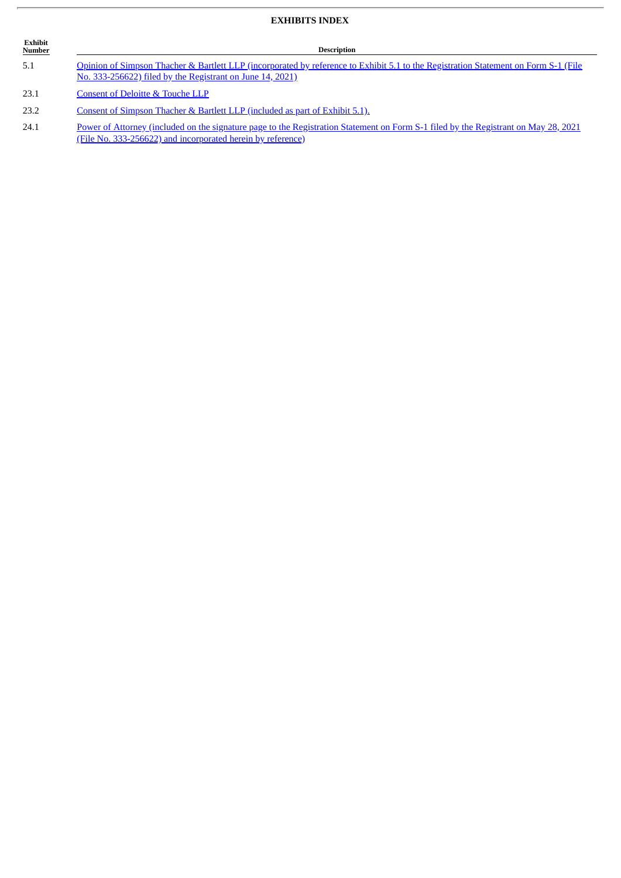# EXHIBITS INDEX

| Exhibit Number | Description |
|---|---|
| 5.1 | Opinion of Simpson Thacher & Bartlett LLP (incorporated by reference to Exhibit 5.1 to the Registration Statement on Form S-1 (File No. 333-256622) filed by the Registrant on June 14, 2021) |
| 23.1 | Consent of Deloitte & Touche LLP |
| 23.2 | Consent of Simpson Thacher & Bartlett LLP (included as part of Exhibit 5.1). |
| 24.1 | Power of Attorney (included on the signature page to the Registration Statement on Form S-1 filed by the Registrant on May 28, 2021 (File No. 333-256622) and incorporated herein by reference) |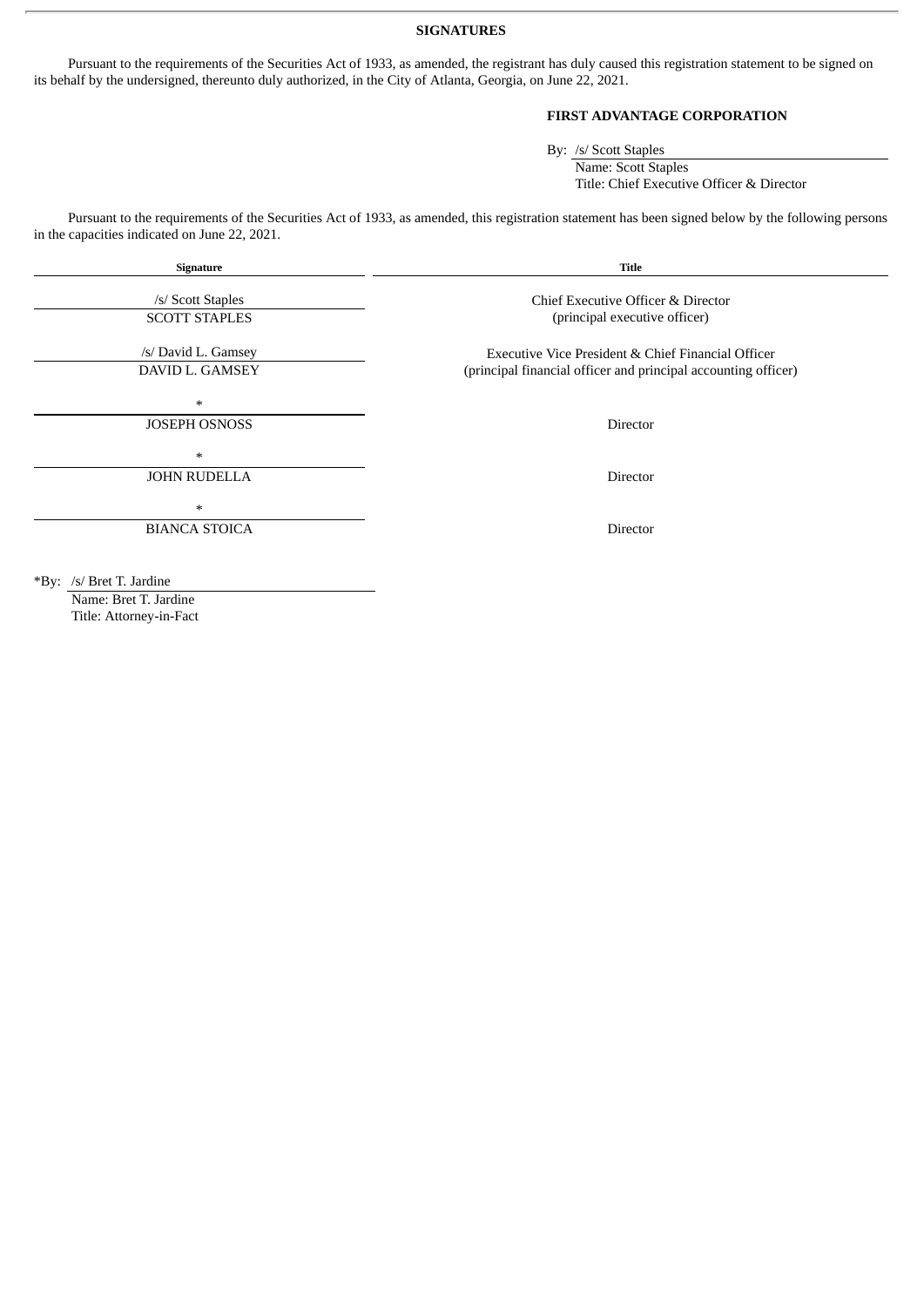## SIGNATURES

Pursuant to the requirements of the Securities Act of 1933, as amended, the registrant has duly caused this registration statement to be signed on its behalf by the undersigned, thereunto duly authorized, in the City of Atlanta, Georgia, on June 22, 2021.

**FIRST ADVANTAGE CORPORATION**

By: /s/ Scott Staples
Name: Scott Staples
Title: Chief Executive Officer & Director

Pursuant to the requirements of the Securities Act of 1933, as amended, this registration statement has been signed below by the following persons in the capacities indicated on June 22, 2021.

| Signature | Title |
|---|---|
| /s/ Scott Staples<br>SCOTT STAPLES | Chief Executive Officer & Director<br>(principal executive officer) |
| /s/ David L. Gamsey<br>DAVID L. GAMSEY | Executive Vice President & Chief Financial Officer<br>(principal financial officer and principal accounting officer) |
| *<br>JOSEPH OSNOSS | Director |
| *<br>JOHN RUDELLA | Director |
| *<br>BIANCA STOICA | Director |

*By: /s/ Bret T. Jardine
Name: Bret T. Jardine
Title: Attorney-in-Fact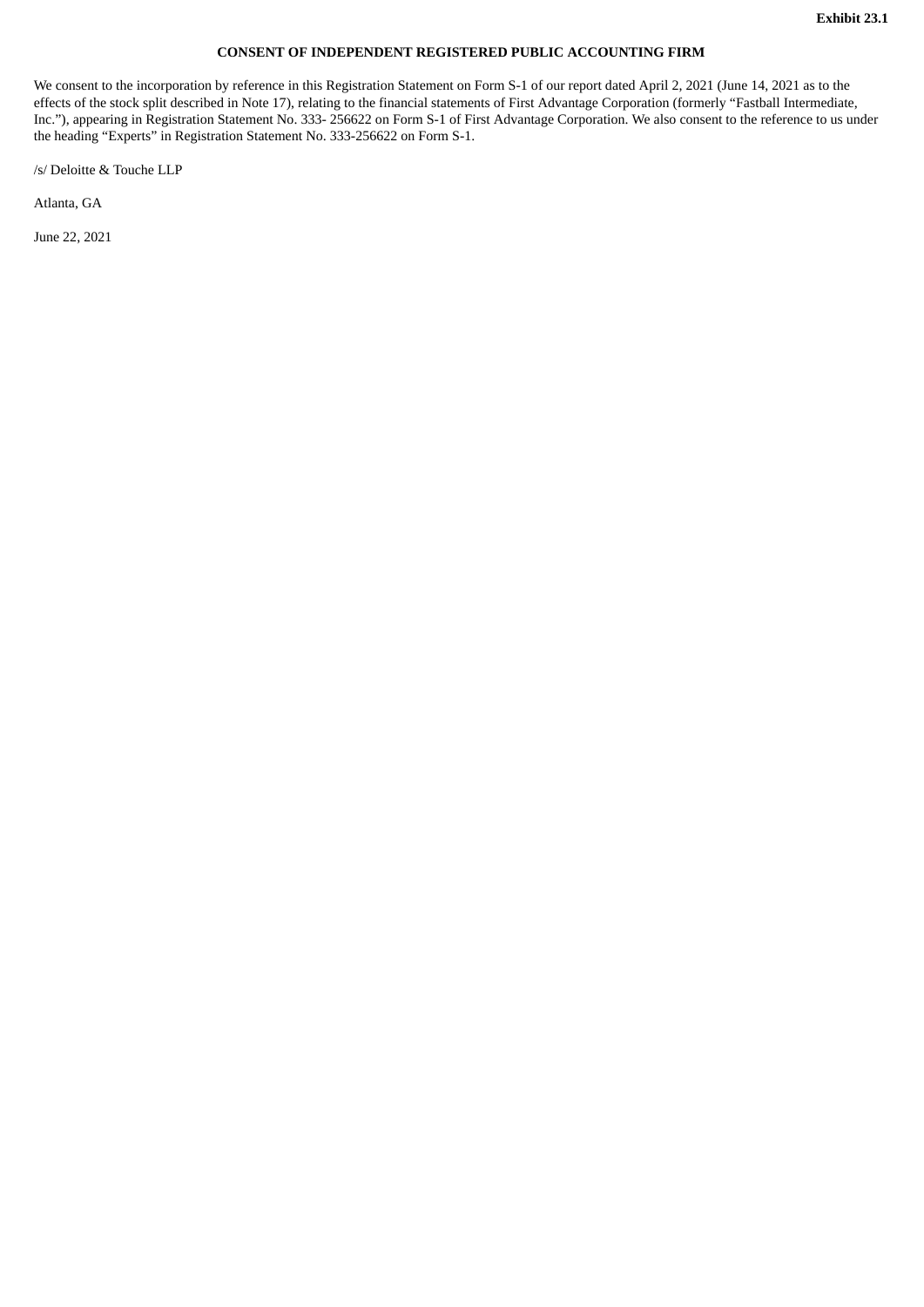**Exhibit 23.1**

**CONSENT OF INDEPENDENT REGISTERED PUBLIC ACCOUNTING FIRM**

We consent to the incorporation by reference in this Registration Statement on Form S-1 of our report dated April 2, 2021 (June 14, 2021 as to the effects of the stock split described in Note 17), relating to the financial statements of First Advantage Corporation (formerly "Fastball Intermediate, Inc."), appearing in Registration Statement No. 333- 256622 on Form S-1 of First Advantage Corporation. We also consent to the reference to us under the heading "Experts" in Registration Statement No. 333-256622 on Form S-1.

/s/ Deloitte & Touche LLP

Atlanta, GA

June 22, 2021